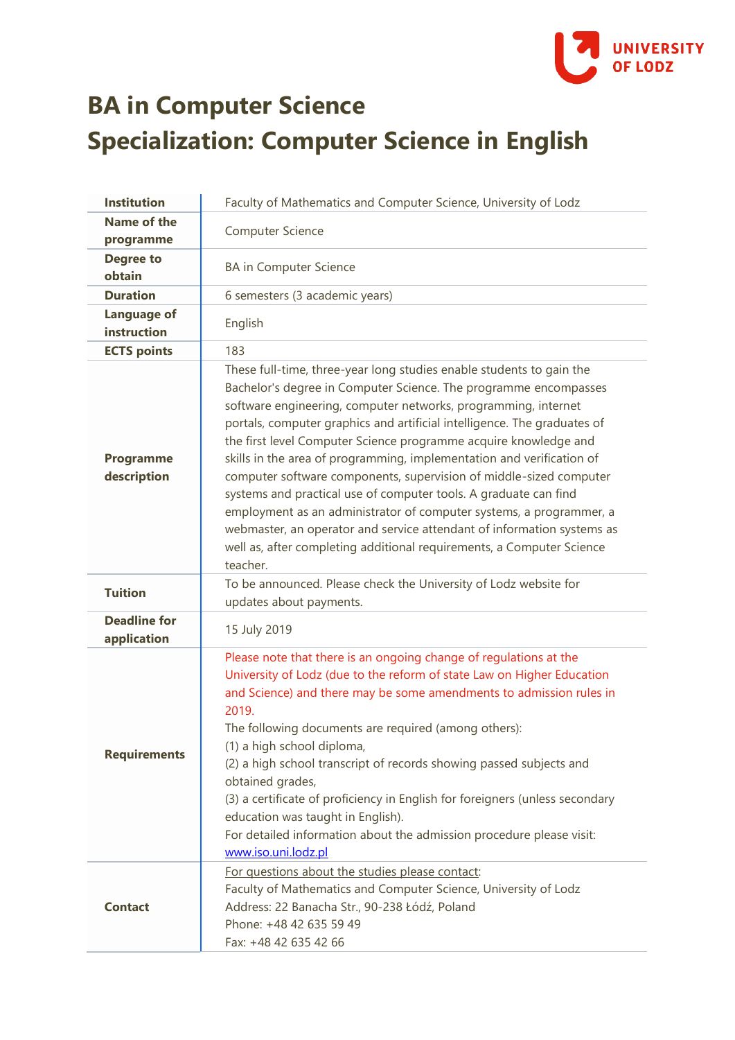# BA in Computer Science
# Specialization: Computer Science in English

| | |
|---|---|
| **Institution** | Faculty of Mathematics and Computer Science, University of Lodz |
| **Name of the programme** | Computer Science |
| **Degree to obtain** | BA in Computer Science |
| **Duration** | 6 semesters (3 academic years) |
| **Language of instruction** | English |
| **ECTS points** | 183 |
| **Programme description** | These full-time, three-year long studies enable students to gain the Bachelor's degree in Computer Science. The programme encompasses software engineering, computer networks, programming, internet portals, computer graphics and artificial intelligence. The graduates of the first level Computer Science programme acquire knowledge and skills in the area of programming, implementation and verification of computer software components, supervision of middle-sized computer systems and practical use of computer tools. A graduate can find employment as an administrator of computer systems, a programmer, a webmaster, an operator and service attendant of information systems as well as, after completing additional requirements, a Computer Science teacher. |
| **Tuition** | To be announced. Please check the University of Lodz website for updates about payments. |
| **Deadline for application** | 15 July 2019 |
| **Requirements** | Please note that there is an ongoing change of regulations at the University of Lodz (due to the reform of state Law on Higher Education and Science) and there may be some amendments to admission rules in 2019.<br>The following documents are required (among others):<br>(1) a high school diploma,<br>(2) a high school transcript of records showing passed subjects and obtained grades,<br>(3) a certificate of proficiency in English for foreigners (unless secondary education was taught in English).<br>For detailed information about the admission procedure please visit: [www.iso.uni.lodz.pl](http://www.iso.uni.lodz.pl) |
| **Contact** | For questions about the studies please contact:<br>Faculty of Mathematics and Computer Science, University of Lodz<br>Address: 22 Banacha Str., 90-238 Łódź, Poland<br>Phone: +48 42 635 59 49<br>Fax: +48 42 635 42 66 |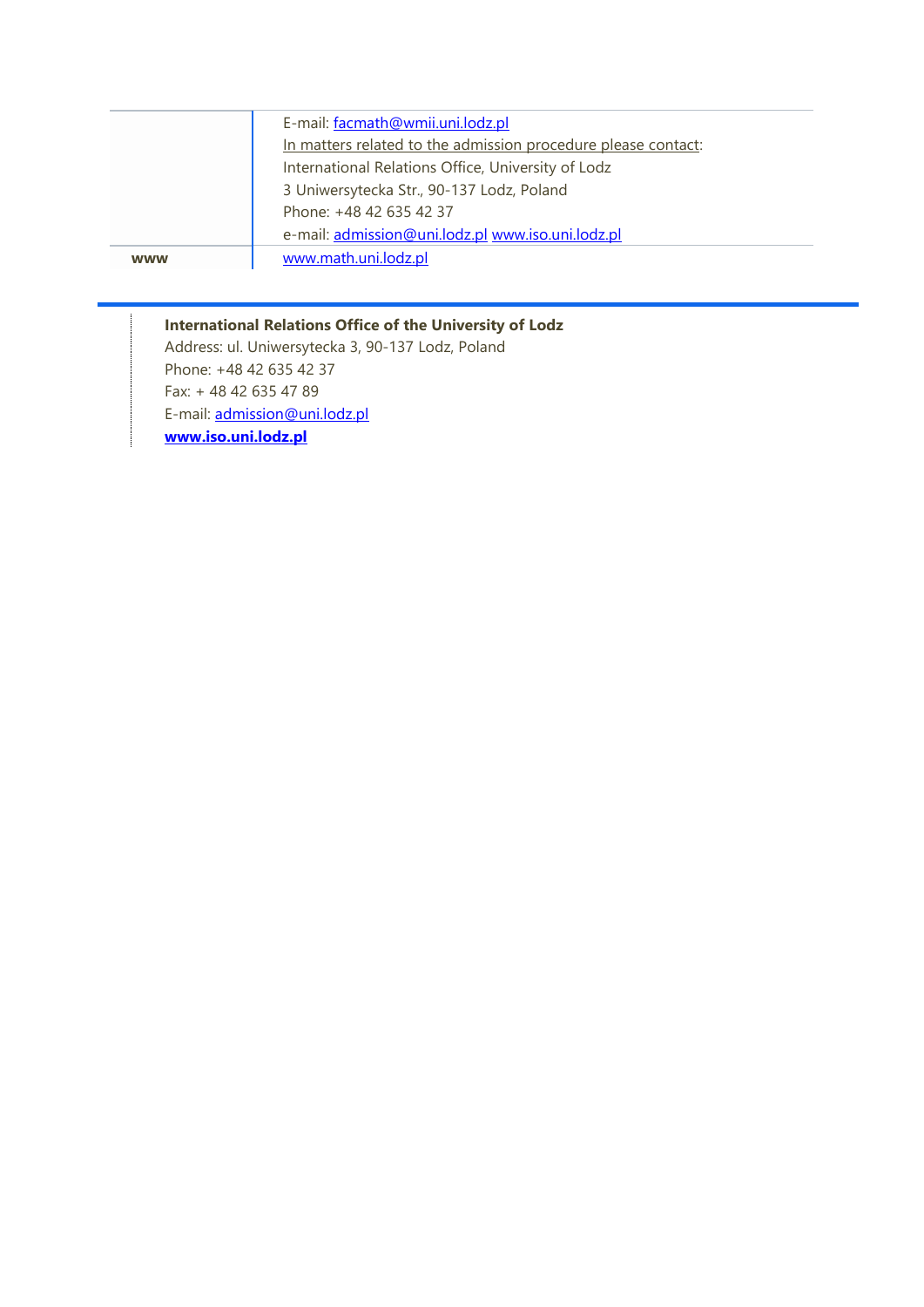| | |
|---|---|
| | E-mail: facmath@wmii.uni.lodz.pl<br>In matters related to the admission procedure please contact:<br>International Relations Office, University of Lodz<br>3 Uniwersytecka Str., 90-137 Lodz, Poland<br>Phone: +48 42 635 42 37<br>e-mail: admission@uni.lodz.pl www.iso.uni.lodz.pl |
| **www** | www.math.uni.lodz.pl |

**International Relations Office of the University of Lodz**
Address: ul. Uniwersytecka 3, 90-137 Lodz, Poland
Phone: +48 42 635 42 37
Fax: + 48 42 635 47 89
E-mail: admission@uni.lodz.pl
**www.iso.uni.lodz.pl**